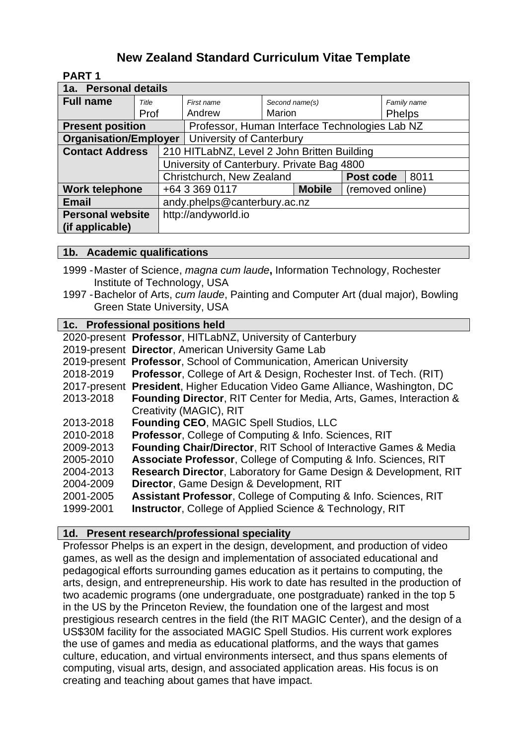# New Zealand Standard Curriculum Vitae Template

**PART 1**

| **1a. Personal details** | | | | | |
|---|---|---|---|---|---|
| **Full name** | *Title* Prof | *First name* Andrew | *Second name(s)* Marion | | *Family name* Phelps |
| **Present position** | Professor, Human Interface Technologies Lab NZ | | | | |
| **Organisation/Employer** | University of Canterbury | | | | |
| **Contact Address** | 210 HITLabNZ, Level 2 John Britten Building | | | | |
| | University of Canterbury. Private Bag 4800 | | | | |
| | Christchurch, New Zealand | | | **Post code** | 8011 |
| **Work telephone** | +64 3 369 0117 | | **Mobile** | (removed online) | |
| **Email** | andy.phelps@canterbury.ac.nz | | | | |
| **Personal website (if applicable)** | http://andyworld.io | | | | |

## 1b. Academic qualifications

- 1999 - Master of Science, *magna cum laude***,** Information Technology, Rochester Institute of Technology, USA
- 1997 - Bachelor of Arts, *cum laude*, Painting and Computer Art (dual major), Bowling Green State University, USA

## 1c. Professional positions held

| | |
|---|---|
| 2020-present | **Professor**, HITLabNZ, University of Canterbury |
| 2019-present | **Director**, American University Game Lab |
| 2019-present | **Professor**, School of Communication, American University |
| 2018-2019 | **Professor**, College of Art & Design, Rochester Inst. of Tech. (RIT) |
| 2017-present | **President**, Higher Education Video Game Alliance, Washington, DC |
| 2013-2018 | **Founding Director**, RIT Center for Media, Arts, Games, Interaction & Creativity (MAGIC), RIT |
| 2013-2018 | **Founding CEO**, MAGIC Spell Studios, LLC |
| 2010-2018 | **Professor**, College of Computing & Info. Sciences, RIT |
| 2009-2013 | **Founding Chair/Director**, RIT School of Interactive Games & Media |
| 2005-2010 | **Associate Professor**, College of Computing & Info. Sciences, RIT |
| 2004-2013 | **Research Director**, Laboratory for Game Design & Development, RIT |
| 2004-2009 | **Director**, Game Design & Development, RIT |
| 2001-2005 | **Assistant Professor**, College of Computing & Info. Sciences, RIT |
| 1999-2001 | **Instructor**, College of Applied Science & Technology, RIT |

## 1d. Present research/professional speciality

Professor Phelps is an expert in the design, development, and production of video games, as well as the design and implementation of associated educational and pedagogical efforts surrounding games education as it pertains to computing, the arts, design, and entrepreneurship. His work to date has resulted in the production of two academic programs (one undergraduate, one postgraduate) ranked in the top 5 in the US by the Princeton Review, the foundation one of the largest and most prestigious research centres in the field (the RIT MAGIC Center), and the design of a US$30M facility for the associated MAGIC Spell Studios. His current work explores the use of games and media as educational platforms, and the ways that games culture, education, and virtual environments intersect, and thus spans elements of computing, visual arts, design, and associated application areas. His focus is on creating and teaching about games that have impact.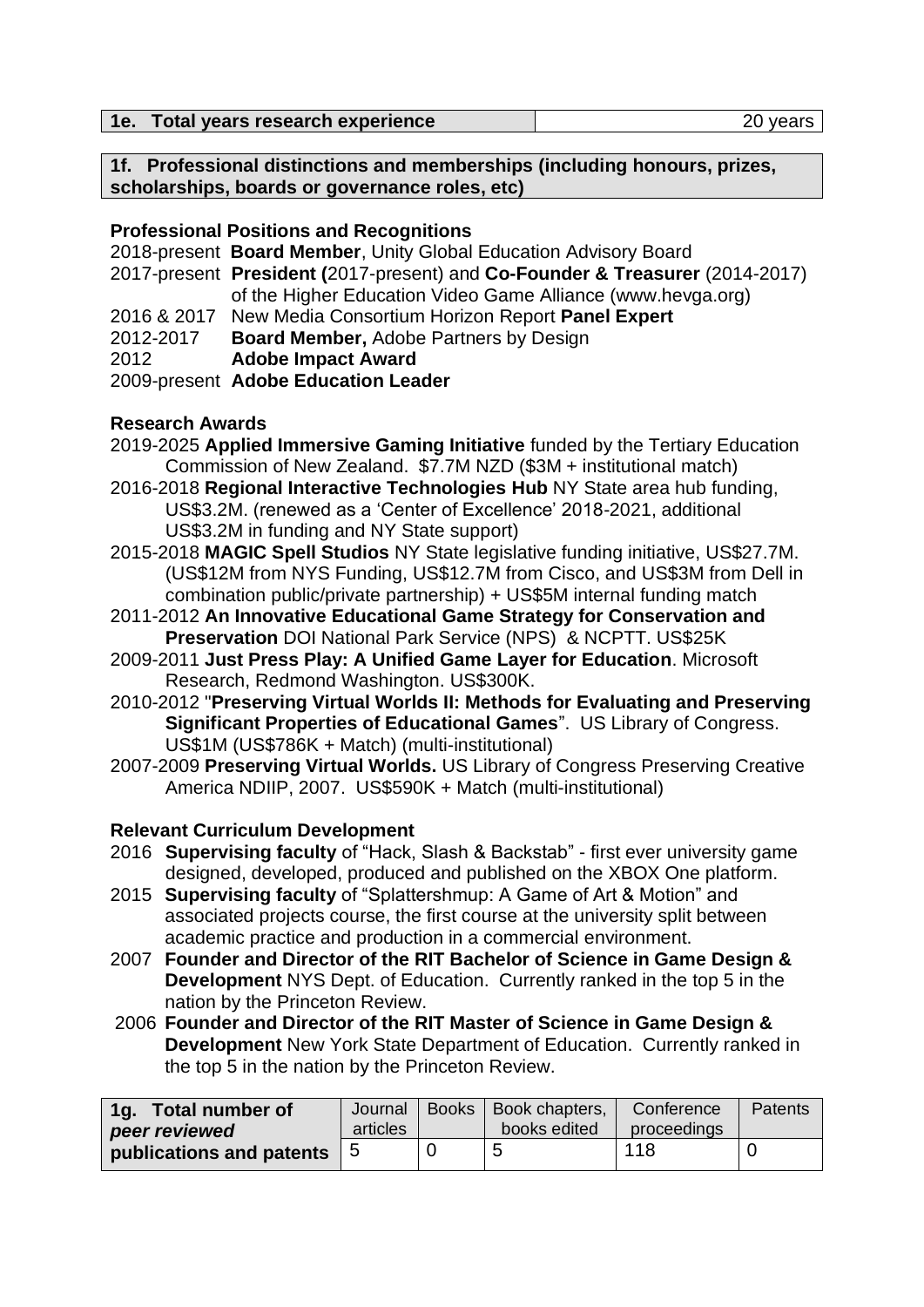| 1e. Total years research experience | 20 years |
|---|---|

**1f. Professional distinctions and memberships (including honours, prizes, scholarships, boards or governance roles, etc)**

**Professional Positions and Recognitions**

2018-present **Board Member**, Unity Global Education Advisory Board
2017-present **President (**2017-present) and **Co-Founder & Treasurer** (2014-2017) of the Higher Education Video Game Alliance (www.hevga.org)
2016 & 2017 New Media Consortium Horizon Report **Panel Expert**
2012-2017 **Board Member,** Adobe Partners by Design
2012 **Adobe Impact Award**
2009-present **Adobe Education Leader**

**Research Awards**

2019-2025 **Applied Immersive Gaming Initiative** funded by the Tertiary Education Commission of New Zealand. $7.7M NZD ($3M + institutional match)
2016-2018 **Regional Interactive Technologies Hub** NY State area hub funding, US$3.2M. (renewed as a 'Center of Excellence' 2018-2021, additional US$3.2M in funding and NY State support)
2015-2018 **MAGIC Spell Studios** NY State legislative funding initiative, US$27.7M. (US$12M from NYS Funding, US$12.7M from Cisco, and US$3M from Dell in combination public/private partnership) + US$5M internal funding match
2011-2012 **An Innovative Educational Game Strategy for Conservation and Preservation** DOI National Park Service (NPS) & NCPTT. US$25K
2009-2011 **Just Press Play: A Unified Game Layer for Education**. Microsoft Research, Redmond Washington. US$300K.
2010-2012 "**Preserving Virtual Worlds II: Methods for Evaluating and Preserving Significant Properties of Educational Games**". US Library of Congress. US$1M (US$786K + Match) (multi-institutional)
2007-2009 **Preserving Virtual Worlds.** US Library of Congress Preserving Creative America NDIIP, 2007. US$590K + Match (multi-institutional)

**Relevant Curriculum Development**

2016 **Supervising faculty** of "Hack, Slash & Backstab" - first ever university game designed, developed, produced and published on the XBOX One platform.
2015 **Supervising faculty** of "Splattershmup: A Game of Art & Motion" and associated projects course, the first course at the university split between academic practice and production in a commercial environment.
2007 **Founder and Director of the RIT Bachelor of Science in Game Design & Development** NYS Dept. of Education. Currently ranked in the top 5 in the nation by the Princeton Review.
2006 **Founder and Director of the RIT Master of Science in Game Design & Development** New York State Department of Education. Currently ranked in the top 5 in the nation by the Princeton Review.

| 1g. Total number of *peer reviewed* publications and patents | Journal articles | Books | Book chapters, books edited | Conference proceedings | Patents |
|---|---|---|---|---|---|
| | 5 | 0 | 5 | 118 | 0 |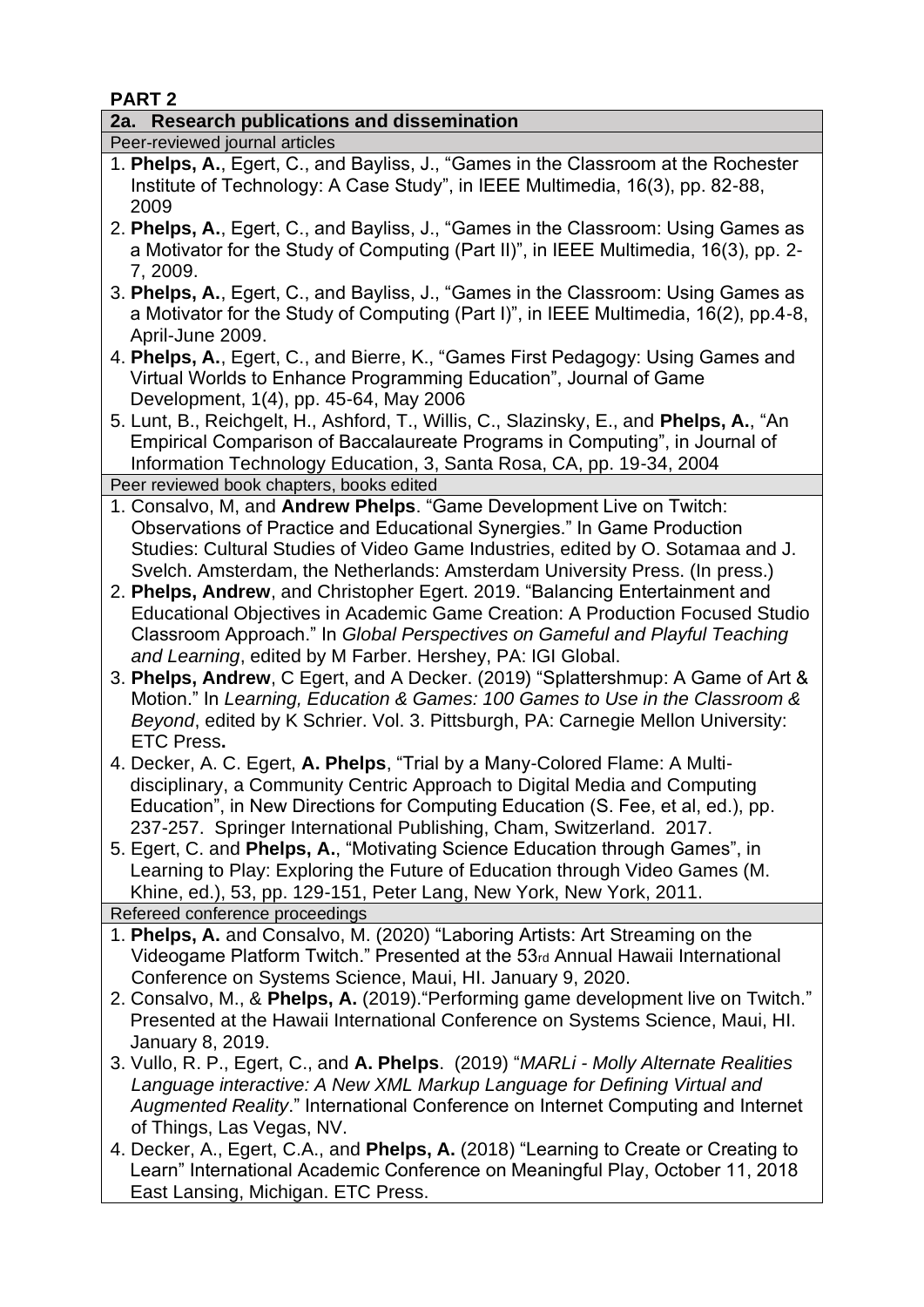## PART 2

### 2a. Research publications and dissemination

#### Peer-reviewed journal articles

1. **Phelps, A.**, Egert, C., and Bayliss, J., "Games in the Classroom at the Rochester Institute of Technology: A Case Study", in IEEE Multimedia, 16(3), pp. 82-88, 2009
2. **Phelps, A.**, Egert, C., and Bayliss, J., "Games in the Classroom: Using Games as a Motivator for the Study of Computing (Part II)", in IEEE Multimedia, 16(3), pp. 2-7, 2009.
3. **Phelps, A.**, Egert, C., and Bayliss, J., "Games in the Classroom: Using Games as a Motivator for the Study of Computing (Part I)", in IEEE Multimedia, 16(2), pp.4-8, April-June 2009.
4. **Phelps, A.**, Egert, C., and Bierre, K., "Games First Pedagogy: Using Games and Virtual Worlds to Enhance Programming Education", Journal of Game Development, 1(4), pp. 45-64, May 2006
5. Lunt, B., Reichgelt, H., Ashford, T., Willis, C., Slazinsky, E., and **Phelps, A.**, "An Empirical Comparison of Baccalaureate Programs in Computing", in Journal of Information Technology Education, 3, Santa Rosa, CA, pp. 19-34, 2004

#### Peer reviewed book chapters, books edited

1. Consalvo, M, and **Andrew Phelps**. "Game Development Live on Twitch: Observations of Practice and Educational Synergies." In Game Production Studies: Cultural Studies of Video Game Industries, edited by O. Sotamaa and J. Svelch. Amsterdam, the Netherlands: Amsterdam University Press. (In press.)
2. **Phelps, Andrew**, and Christopher Egert. 2019. "Balancing Entertainment and Educational Objectives in Academic Game Creation: A Production Focused Studio Classroom Approach." In *Global Perspectives on Gameful and Playful Teaching and Learning*, edited by M Farber. Hershey, PA: IGI Global.
3. **Phelps, Andrew**, C Egert, and A Decker. (2019) "Splattershmup: A Game of Art & Motion." In *Learning, Education & Games: 100 Games to Use in the Classroom & Beyond*, edited by K Schrier. Vol. 3. Pittsburgh, PA: Carnegie Mellon University: ETC Press**.**
4. Decker, A. C. Egert, **A. Phelps**, "Trial by a Many-Colored Flame: A Multi-disciplinary, a Community Centric Approach to Digital Media and Computing Education", in New Directions for Computing Education (S. Fee, et al, ed.), pp. 237-257. Springer International Publishing, Cham, Switzerland. 2017.
5. Egert, C. and **Phelps, A.**, "Motivating Science Education through Games", in Learning to Play: Exploring the Future of Education through Video Games (M. Khine, ed.), 53, pp. 129-151, Peter Lang, New York, New York, 2011.

#### Refereed conference proceedings

1. **Phelps, A.** and Consalvo, M. (2020) "Laboring Artists: Art Streaming on the Videogame Platform Twitch." Presented at the 53rd Annual Hawaii International Conference on Systems Science, Maui, HI. January 9, 2020.
2. Consalvo, M., & **Phelps, A.** (2019)."Performing game development live on Twitch." Presented at the Hawaii International Conference on Systems Science, Maui, HI. January 8, 2019.
3. Vullo, R. P., Egert, C., and **A. Phelps**. (2019) "*MARLi - Molly Alternate Realities Language interactive: A New XML Markup Language for Defining Virtual and Augmented Reality*." International Conference on Internet Computing and Internet of Things, Las Vegas, NV.
4. Decker, A., Egert, C.A., and **Phelps, A.** (2018) "Learning to Create or Creating to Learn" International Academic Conference on Meaningful Play, October 11, 2018 East Lansing, Michigan. ETC Press.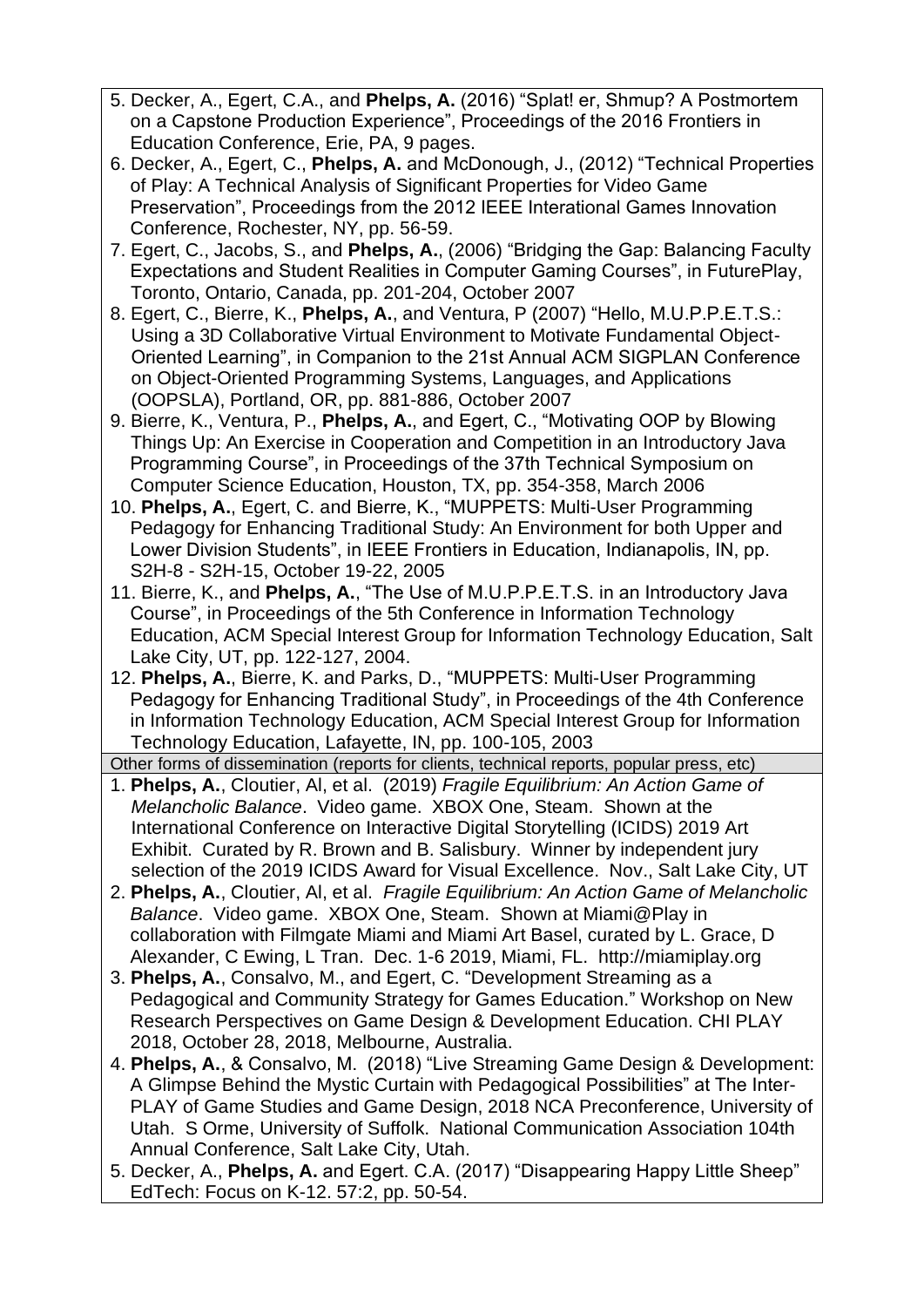5. Decker, A., Egert, C.A., and **Phelps, A.** (2016) “Splat! er, Shmup? A Postmortem on a Capstone Production Experience”, Proceedings of the 2016 Frontiers in Education Conference, Erie, PA, 9 pages.
6. Decker, A., Egert, C., **Phelps, A.** and McDonough, J., (2012) “Technical Properties of Play: A Technical Analysis of Significant Properties for Video Game Preservation”, Proceedings from the 2012 IEEE Interational Games Innovation Conference, Rochester, NY, pp. 56-59.
7. Egert, C., Jacobs, S., and **Phelps, A.**, (2006) “Bridging the Gap: Balancing Faculty Expectations and Student Realities in Computer Gaming Courses”, in FuturePlay, Toronto, Ontario, Canada, pp. 201-204, October 2007
8. Egert, C., Bierre, K., **Phelps, A.**, and Ventura, P (2007) “Hello, M.U.P.P.E.T.S.: Using a 3D Collaborative Virtual Environment to Motivate Fundamental Object-Oriented Learning”, in Companion to the 21st Annual ACM SIGPLAN Conference on Object-Oriented Programming Systems, Languages, and Applications (OOPSLA), Portland, OR, pp. 881-886, October 2007
9. Bierre, K., Ventura, P., **Phelps, A.**, and Egert, C., “Motivating OOP by Blowing Things Up: An Exercise in Cooperation and Competition in an Introductory Java Programming Course”, in Proceedings of the 37th Technical Symposium on Computer Science Education, Houston, TX, pp. 354-358, March 2006
10. **Phelps, A.**, Egert, C. and Bierre, K., “MUPPETS: Multi-User Programming Pedagogy for Enhancing Traditional Study: An Environment for both Upper and Lower Division Students”, in IEEE Frontiers in Education, Indianapolis, IN, pp. S2H-8 - S2H-15, October 19-22, 2005
11. Bierre, K., and **Phelps, A.**, “The Use of M.U.P.P.E.T.S. in an Introductory Java Course”, in Proceedings of the 5th Conference in Information Technology Education, ACM Special Interest Group for Information Technology Education, Salt Lake City, UT, pp. 122-127, 2004.
12. **Phelps, A.**, Bierre, K. and Parks, D., “MUPPETS: Multi-User Programming Pedagogy for Enhancing Traditional Study”, in Proceedings of the 4th Conference in Information Technology Education, ACM Special Interest Group for Information Technology Education, Lafayette, IN, pp. 100-105, 2003

Other forms of dissemination (reports for clients, technical reports, popular press, etc)

1. **Phelps, A.**, Cloutier, Al, et al. (2019) *Fragile Equilibrium: An Action Game of Melancholic Balance*. Video game. XBOX One, Steam. Shown at the International Conference on Interactive Digital Storytelling (ICIDS) 2019 Art Exhibit. Curated by R. Brown and B. Salisbury. Winner by independent jury selection of the 2019 ICIDS Award for Visual Excellence. Nov., Salt Lake City, UT
2. **Phelps, A.**, Cloutier, Al, et al. *Fragile Equilibrium: An Action Game of Melancholic Balance*. Video game. XBOX One, Steam. Shown at Miami@Play in collaboration with Filmgate Miami and Miami Art Basel, curated by L. Grace, D Alexander, C Ewing, L Tran. Dec. 1-6 2019, Miami, FL. http://miamiplay.org
3. **Phelps, A.**, Consalvo, M., and Egert, C. “Development Streaming as a Pedagogical and Community Strategy for Games Education.” Workshop on New Research Perspectives on Game Design & Development Education. CHI PLAY 2018, October 28, 2018, Melbourne, Australia.
4. **Phelps, A.**, & Consalvo, M. (2018) “Live Streaming Game Design & Development: A Glimpse Behind the Mystic Curtain with Pedagogical Possibilities” at The Inter-PLAY of Game Studies and Game Design, 2018 NCA Preconference, University of Utah. S Orme, University of Suffolk. National Communication Association 104th Annual Conference, Salt Lake City, Utah.
5. Decker, A., **Phelps, A.** and Egert. C.A. (2017) “Disappearing Happy Little Sheep” EdTech: Focus on K-12. 57:2, pp. 50-54.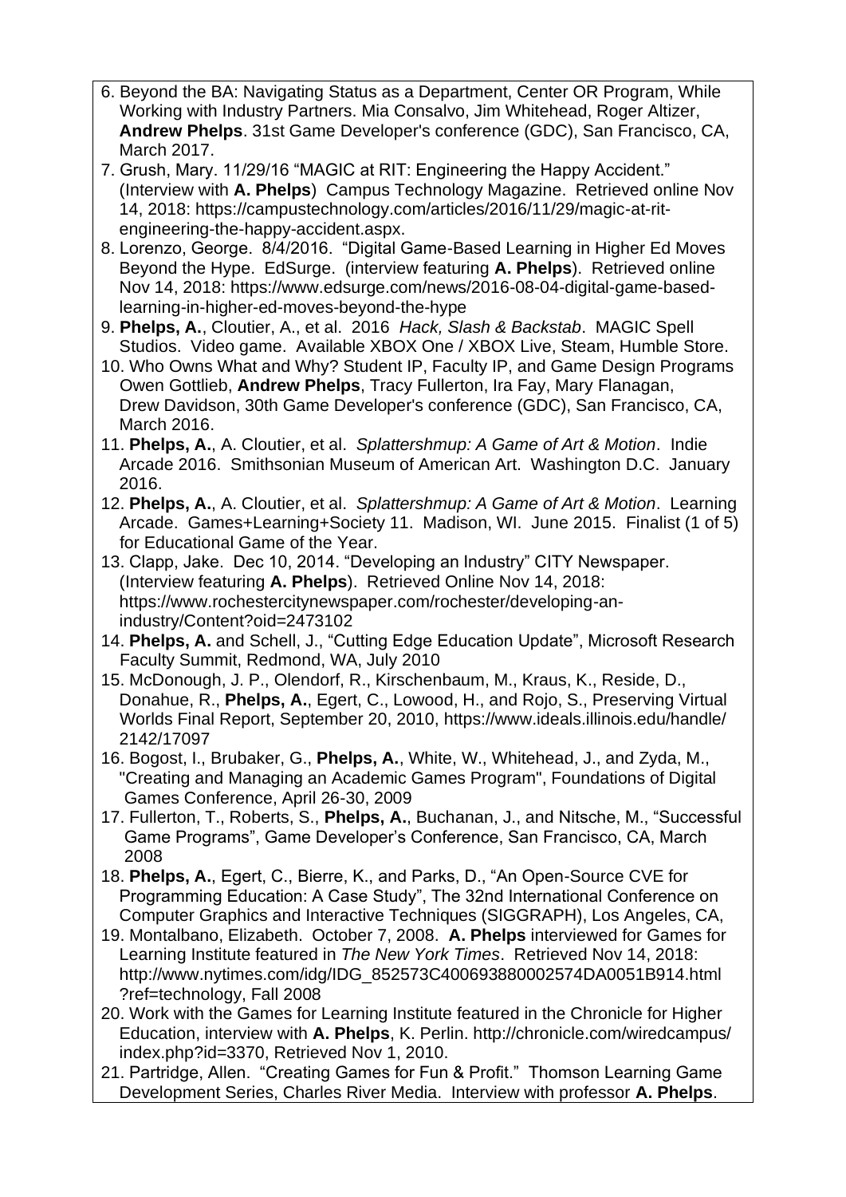6. Beyond the BA: Navigating Status as a Department, Center OR Program, While Working with Industry Partners. Mia Consalvo, Jim Whitehead, Roger Altizer, **Andrew Phelps**. 31st Game Developer's conference (GDC), San Francisco, CA, March 2017.
7. Grush, Mary. 11/29/16 "MAGIC at RIT: Engineering the Happy Accident." (Interview with **A. Phelps**) Campus Technology Magazine. Retrieved online Nov 14, 2018: https://campustechnology.com/articles/2016/11/29/magic-at-rit-engineering-the-happy-accident.aspx.
8. Lorenzo, George. 8/4/2016. "Digital Game-Based Learning in Higher Ed Moves Beyond the Hype. EdSurge. (interview featuring **A. Phelps**). Retrieved online Nov 14, 2018: https://www.edsurge.com/news/2016-08-04-digital-game-based-learning-in-higher-ed-moves-beyond-the-hype
9. **Phelps, A.**, Cloutier, A., et al. 2016 *Hack, Slash & Backstab*. MAGIC Spell Studios. Video game. Available XBOX One / XBOX Live, Steam, Humble Store.
10. Who Owns What and Why? Student IP, Faculty IP, and Game Design Programs Owen Gottlieb, **Andrew Phelps**, Tracy Fullerton, Ira Fay, Mary Flanagan, Drew Davidson, 30th Game Developer's conference (GDC), San Francisco, CA, March 2016.
11. **Phelps, A.**, A. Cloutier, et al. *Splattershmup: A Game of Art & Motion*. Indie Arcade 2016. Smithsonian Museum of American Art. Washington D.C. January 2016.
12. **Phelps, A.**, A. Cloutier, et al. *Splattershmup: A Game of Art & Motion*. Learning Arcade. Games+Learning+Society 11. Madison, WI. June 2015. Finalist (1 of 5) for Educational Game of the Year.
13. Clapp, Jake. Dec 10, 2014. "Developing an Industry" CITY Newspaper. (Interview featuring **A. Phelps**). Retrieved Online Nov 14, 2018: https://www.rochestercitynewspaper.com/rochester/developing-an-industry/Content?oid=2473102
14. **Phelps, A.** and Schell, J., "Cutting Edge Education Update", Microsoft Research Faculty Summit, Redmond, WA, July 2010
15. McDonough, J. P., Olendorf, R., Kirschenbaum, M., Kraus, K., Reside, D., Donahue, R., **Phelps, A.**, Egert, C., Lowood, H., and Rojo, S., Preserving Virtual Worlds Final Report, September 20, 2010, https://www.ideals.illinois.edu/handle/2142/17097
16. Bogost, I., Brubaker, G., **Phelps, A.**, White, W., Whitehead, J., and Zyda, M., "Creating and Managing an Academic Games Program", Foundations of Digital Games Conference, April 26-30, 2009
17. Fullerton, T., Roberts, S., **Phelps, A.**, Buchanan, J., and Nitsche, M., "Successful Game Programs", Game Developer's Conference, San Francisco, CA, March 2008
18. **Phelps, A.**, Egert, C., Bierre, K., and Parks, D., "An Open-Source CVE for Programming Education: A Case Study", The 32nd International Conference on Computer Graphics and Interactive Techniques (SIGGRAPH), Los Angeles, CA,
19. Montalbano, Elizabeth. October 7, 2008. **A. Phelps** interviewed for Games for Learning Institute featured in *The New York Times*. Retrieved Nov 14, 2018: http://www.nytimes.com/idg/IDG_852573C400693880002574DA0051B914.html?ref=technology, Fall 2008
20. Work with the Games for Learning Institute featured in the Chronicle for Higher Education, interview with **A. Phelps**, K. Perlin. http://chronicle.com/wiredcampus/index.php?id=3370, Retrieved Nov 1, 2010.
21. Partridge, Allen. "Creating Games for Fun & Profit." Thomson Learning Game Development Series, Charles River Media. Interview with professor **A. Phelps**.